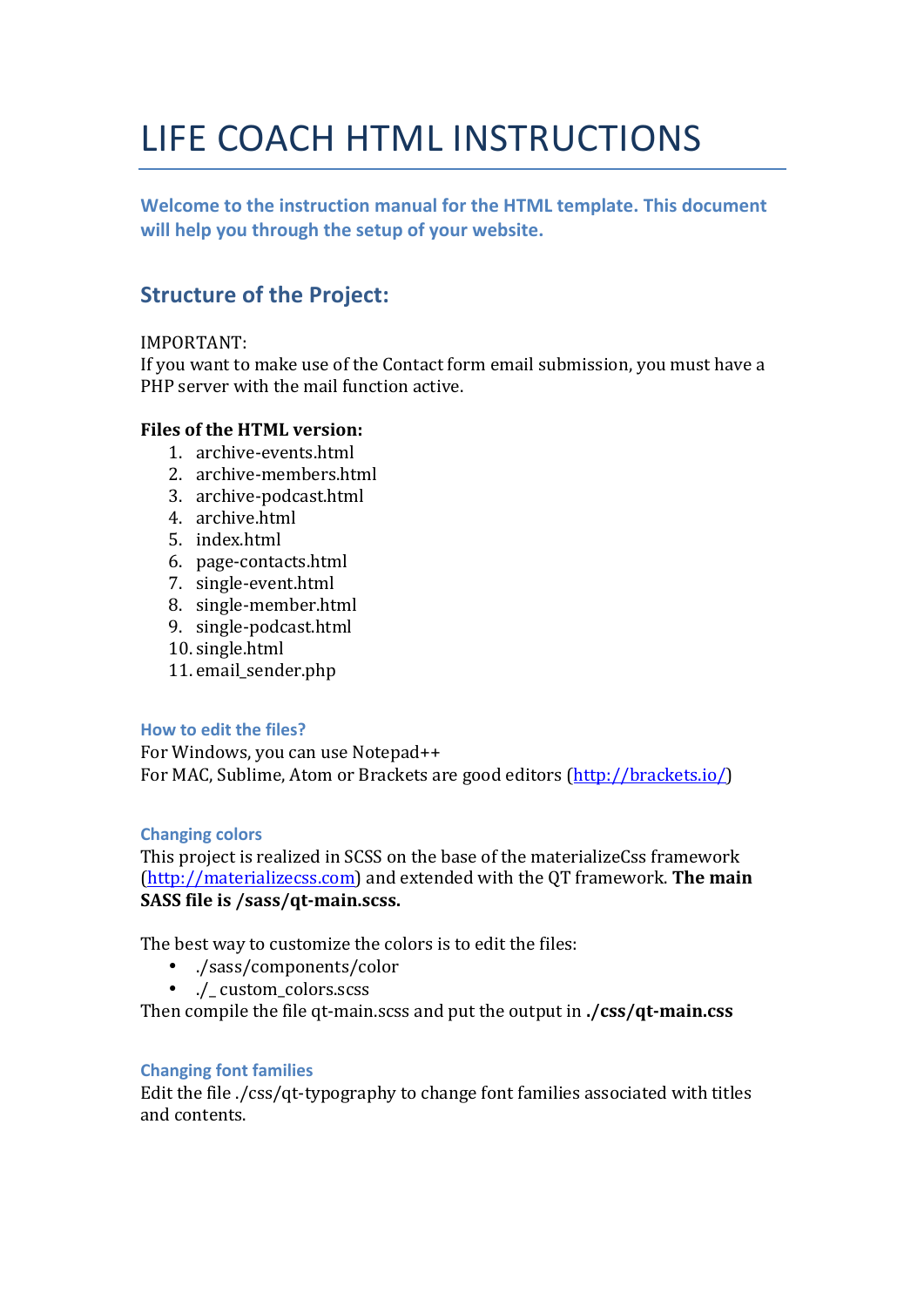# LIFE COACH HTML INSTRUCTIONS

**Welcome to the instruction manual for the HTML template. This document will help you through the setup of your website.**

## Structure of the Project:

IMPORTANT:
If you want to make use of the Contact form email submission, you must have a PHP server with the mail function active.

**Files of the HTML version:**

1. archive-events.html
2. archive-members.html
3. archive-podcast.html
4. archive.html
5. index.html
6. page-contacts.html
7. single-event.html
8. single-member.html
9. single-podcast.html
10. single.html
11. email_sender.php

### How to edit the files?

For Windows, you can use Notepad++
For MAC, Sublime, Atom or Brackets are good editors (http://brackets.io/)

### Changing colors

This project is realized in SCSS on the base of the materializeCss framework (http://materializecss.com) and extended with the QT framework. **The main SASS file is /sass/qt-main.scss.**

The best way to customize the colors is to edit the files:

- ./sass/components/color
- ./_ custom_colors.scss

Then compile the file qt-main.scss and put the output in **./css/qt-main.css**

### Changing font families

Edit the file ./css/qt-typography to change font families associated with titles and contents.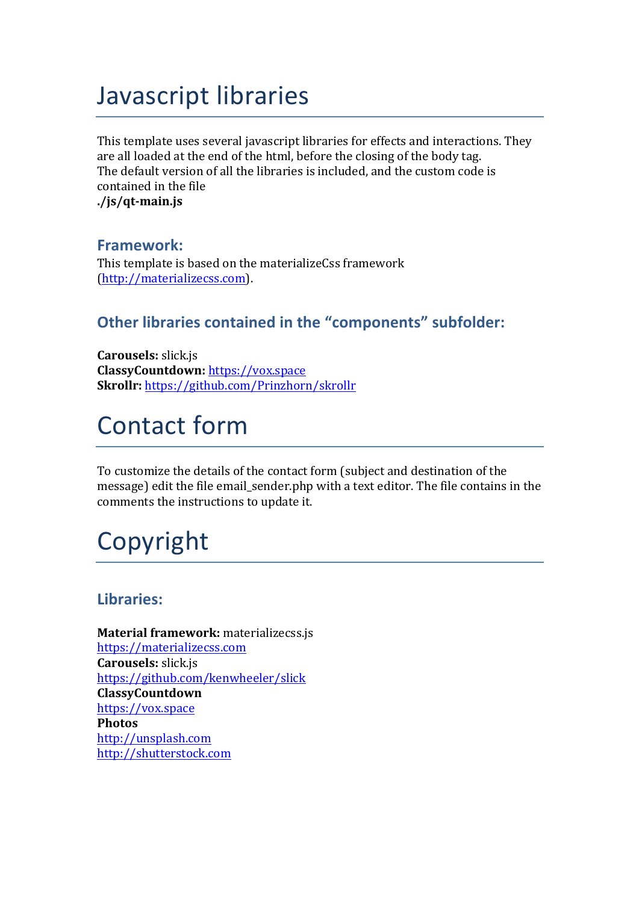# Javascript libraries

This template uses several javascript libraries for effects and interactions. They are all loaded at the end of the html, before the closing of the body tag.
The default version of all the libraries is included, and the custom code is contained in the file
**./js/qt-main.js**

### Framework:

This template is based on the materializeCss framework (http://materializecss.com).

### Other libraries contained in the "components" subfolder:

**Carousels:** slick.js
**ClassyCountdown:** https://vox.space
**Skrollr:** https://github.com/Prinzhorn/skrollr

# Contact form

To customize the details of the contact form (subject and destination of the message) edit the file email_sender.php with a text editor. The file contains in the comments the instructions to update it.

# Copyright

### Libraries:

**Material framework:** materializecss.js
https://materializecss.com
**Carousels:** slick.js
https://github.com/kenwheeler/slick
**ClassyCountdown**
https://vox.space
**Photos**
http://unsplash.com
http://shutterstock.com